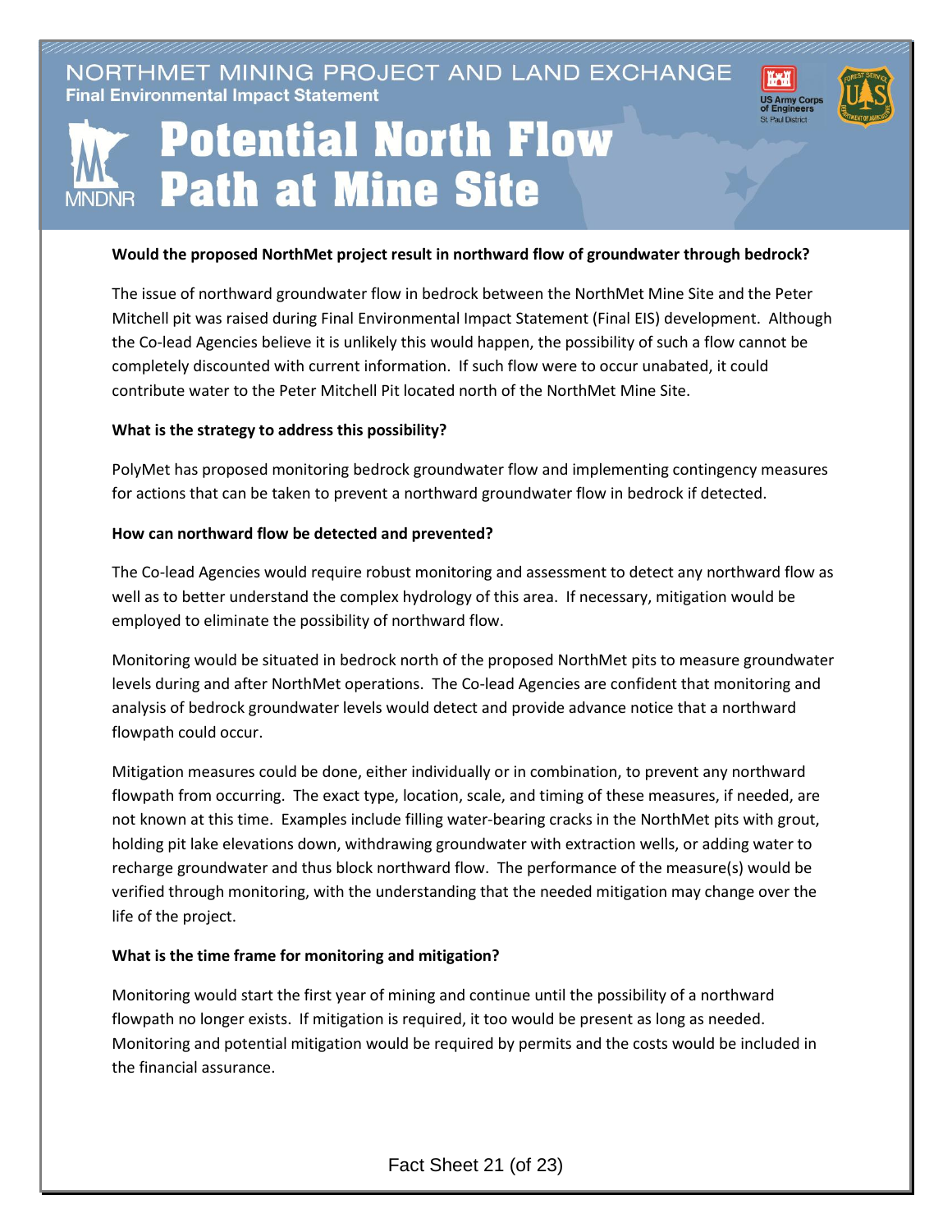NORTHMET MINING PROJECT AND LAND EXCHANGE
**Final Environmental Impact Statement**

# Potential North Flow Path at Mine Site

**Would the proposed NorthMet project result in northward flow of groundwater through bedrock?**

The issue of northward groundwater flow in bedrock between the NorthMet Mine Site and the Peter Mitchell pit was raised during Final Environmental Impact Statement (Final EIS) development. Although the Co-lead Agencies believe it is unlikely this would happen, the possibility of such a flow cannot be completely discounted with current information. If such flow were to occur unabated, it could contribute water to the Peter Mitchell Pit located north of the NorthMet Mine Site.

**What is the strategy to address this possibility?**

PolyMet has proposed monitoring bedrock groundwater flow and implementing contingency measures for actions that can be taken to prevent a northward groundwater flow in bedrock if detected.

**How can northward flow be detected and prevented?**

The Co-lead Agencies would require robust monitoring and assessment to detect any northward flow as well as to better understand the complex hydrology of this area. If necessary, mitigation would be employed to eliminate the possibility of northward flow.

Monitoring would be situated in bedrock north of the proposed NorthMet pits to measure groundwater levels during and after NorthMet operations. The Co-lead Agencies are confident that monitoring and analysis of bedrock groundwater levels would detect and provide advance notice that a northward flowpath could occur.

Mitigation measures could be done, either individually or in combination, to prevent any northward flowpath from occurring. The exact type, location, scale, and timing of these measures, if needed, are not known at this time. Examples include filling water-bearing cracks in the NorthMet pits with grout, holding pit lake elevations down, withdrawing groundwater with extraction wells, or adding water to recharge groundwater and thus block northward flow. The performance of the measure(s) would be verified through monitoring, with the understanding that the needed mitigation may change over the life of the project.

**What is the time frame for monitoring and mitigation?**

Monitoring would start the first year of mining and continue until the possibility of a northward flowpath no longer exists. If mitigation is required, it too would be present as long as needed. Monitoring and potential mitigation would be required by permits and the costs would be included in the financial assurance.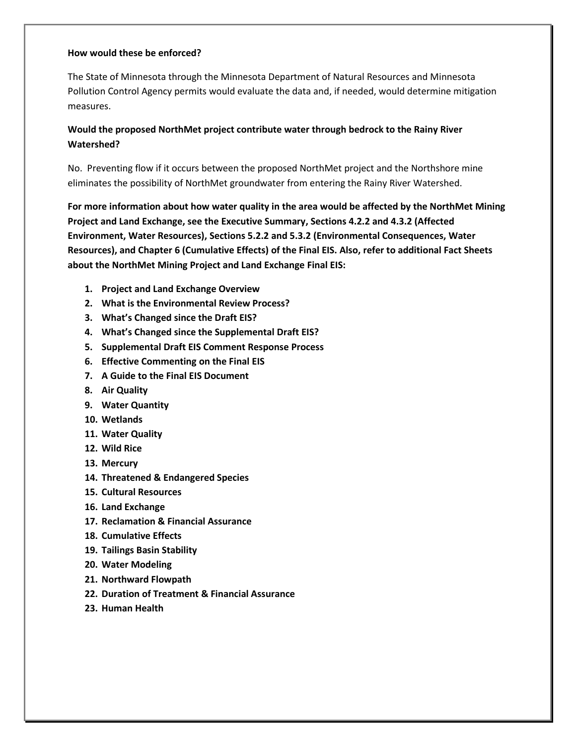**How would these be enforced?**

The State of Minnesota through the Minnesota Department of Natural Resources and Minnesota Pollution Control Agency permits would evaluate the data and, if needed, would determine mitigation measures.

**Would the proposed NorthMet project contribute water through bedrock to the Rainy River Watershed?**

No. Preventing flow if it occurs between the proposed NorthMet project and the Northshore mine eliminates the possibility of NorthMet groundwater from entering the Rainy River Watershed.

**For more information about how water quality in the area would be affected by the NorthMet Mining Project and Land Exchange, see the Executive Summary, Sections 4.2.2 and 4.3.2 (Affected Environment, Water Resources), Sections 5.2.2 and 5.3.2 (Environmental Consequences, Water Resources), and Chapter 6 (Cumulative Effects) of the Final EIS. Also, refer to additional Fact Sheets about the NorthMet Mining Project and Land Exchange Final EIS:**

1. **Project and Land Exchange Overview**
2. **What is the Environmental Review Process?**
3. **What's Changed since the Draft EIS?**
4. **What's Changed since the Supplemental Draft EIS?**
5. **Supplemental Draft EIS Comment Response Process**
6. **Effective Commenting on the Final EIS**
7. **A Guide to the Final EIS Document**
8. **Air Quality**
9. **Water Quantity**
10. **Wetlands**
11. **Water Quality**
12. **Wild Rice**
13. **Mercury**
14. **Threatened & Endangered Species**
15. **Cultural Resources**
16. **Land Exchange**
17. **Reclamation & Financial Assurance**
18. **Cumulative Effects**
19. **Tailings Basin Stability**
20. **Water Modeling**
21. **Northward Flowpath**
22. **Duration of Treatment & Financial Assurance**
23. **Human Health**